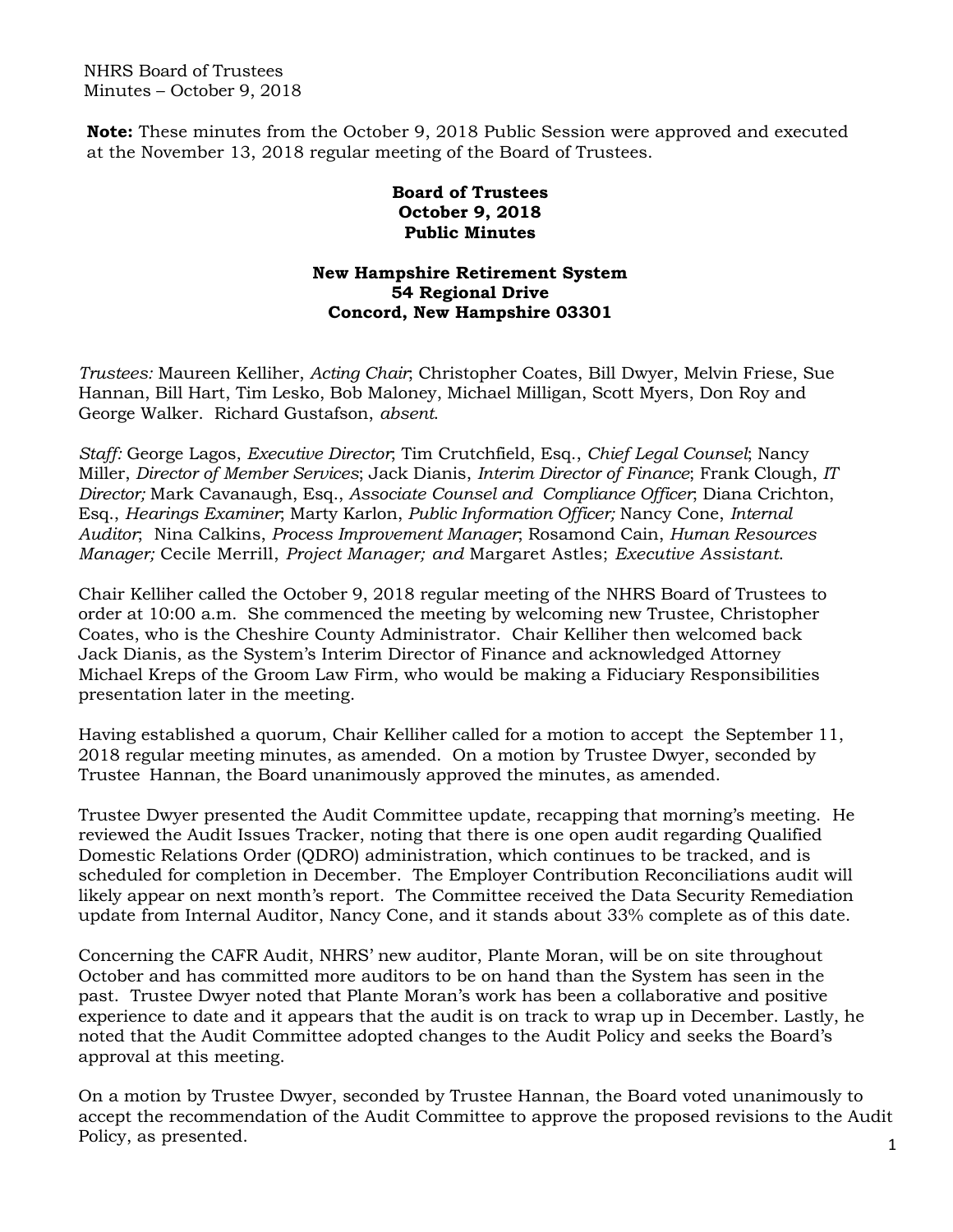NHRS Board of Trustees
Minutes – October 9, 2018

**Note:** These minutes from the October 9, 2018 Public Session were approved and executed at the November 13, 2018 regular meeting of the Board of Trustees.

**Board of Trustees**
**October 9, 2018**
**Public Minutes**

**New Hampshire Retirement System**
**54 Regional Drive**
**Concord, New Hampshire 03301**

*Trustees:* Maureen Kelliher, *Acting Chair*; Christopher Coates, Bill Dwyer, Melvin Friese, Sue Hannan, Bill Hart, Tim Lesko, Bob Maloney, Michael Milligan, Scott Myers, Don Roy and George Walker. Richard Gustafson, *absent*.

*Staff:* George Lagos, *Executive Director*; Tim Crutchfield, Esq., *Chief Legal Counsel*; Nancy Miller, *Director of Member Services*; Jack Dianis, *Interim Director of Finance*; Frank Clough, *IT Director;* Mark Cavanaugh, Esq., *Associate Counsel and Compliance Officer*; Diana Crichton, Esq., *Hearings Examiner*; Marty Karlon, *Public Information Officer;* Nancy Cone, *Internal Auditor*; Nina Calkins, *Process Improvement Manager*; Rosamond Cain, *Human Resources Manager;* Cecile Merrill, *Project Manager; and* Margaret Astles; *Executive Assistant.*

Chair Kelliher called the October 9, 2018 regular meeting of the NHRS Board of Trustees to order at 10:00 a.m. She commenced the meeting by welcoming new Trustee, Christopher Coates, who is the Cheshire County Administrator. Chair Kelliher then welcomed back Jack Dianis, as the System's Interim Director of Finance and acknowledged Attorney Michael Kreps of the Groom Law Firm, who would be making a Fiduciary Responsibilities presentation later in the meeting.

Having established a quorum, Chair Kelliher called for a motion to accept the September 11, 2018 regular meeting minutes, as amended. On a motion by Trustee Dwyer, seconded by Trustee Hannan, the Board unanimously approved the minutes, as amended.

Trustee Dwyer presented the Audit Committee update, recapping that morning's meeting. He reviewed the Audit Issues Tracker, noting that there is one open audit regarding Qualified Domestic Relations Order (QDRO) administration, which continues to be tracked, and is scheduled for completion in December. The Employer Contribution Reconciliations audit will likely appear on next month's report. The Committee received the Data Security Remediation update from Internal Auditor, Nancy Cone, and it stands about 33% complete as of this date.

Concerning the CAFR Audit, NHRS' new auditor, Plante Moran, will be on site throughout October and has committed more auditors to be on hand than the System has seen in the past. Trustee Dwyer noted that Plante Moran's work has been a collaborative and positive experience to date and it appears that the audit is on track to wrap up in December. Lastly, he noted that the Audit Committee adopted changes to the Audit Policy and seeks the Board's approval at this meeting.

On a motion by Trustee Dwyer, seconded by Trustee Hannan, the Board voted unanimously to accept the recommendation of the Audit Committee to approve the proposed revisions to the Audit Policy, as presented.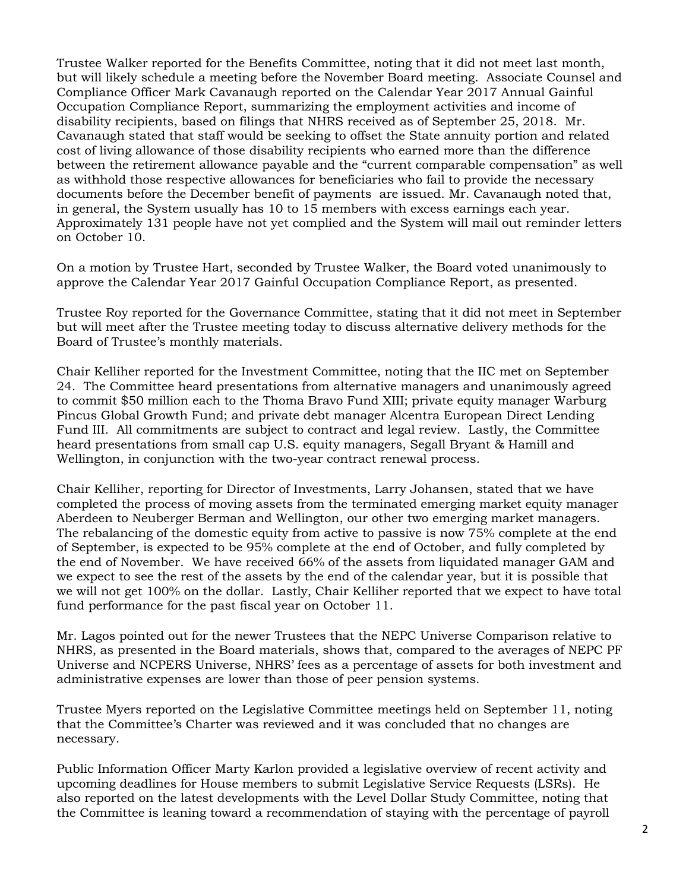Trustee Walker reported for the Benefits Committee, noting that it did not meet last month, but will likely schedule a meeting before the November Board meeting. Associate Counsel and Compliance Officer Mark Cavanaugh reported on the Calendar Year 2017 Annual Gainful Occupation Compliance Report, summarizing the employment activities and income of disability recipients, based on filings that NHRS received as of September 25, 2018. Mr. Cavanaugh stated that staff would be seeking to offset the State annuity portion and related cost of living allowance of those disability recipients who earned more than the difference between the retirement allowance payable and the "current comparable compensation" as well as withhold those respective allowances for beneficiaries who fail to provide the necessary documents before the December benefit of payments are issued. Mr. Cavanaugh noted that, in general, the System usually has 10 to 15 members with excess earnings each year. Approximately 131 people have not yet complied and the System will mail out reminder letters on October 10.

On a motion by Trustee Hart, seconded by Trustee Walker, the Board voted unanimously to approve the Calendar Year 2017 Gainful Occupation Compliance Report, as presented.

Trustee Roy reported for the Governance Committee, stating that it did not meet in September but will meet after the Trustee meeting today to discuss alternative delivery methods for the Board of Trustee's monthly materials.

Chair Kelliher reported for the Investment Committee, noting that the IIC met on September 24. The Committee heard presentations from alternative managers and unanimously agreed to commit $50 million each to the Thoma Bravo Fund XIII; private equity manager Warburg Pincus Global Growth Fund; and private debt manager Alcentra European Direct Lending Fund III. All commitments are subject to contract and legal review. Lastly, the Committee heard presentations from small cap U.S. equity managers, Segall Bryant & Hamill and Wellington, in conjunction with the two-year contract renewal process.

Chair Kelliher, reporting for Director of Investments, Larry Johansen, stated that we have completed the process of moving assets from the terminated emerging market equity manager Aberdeen to Neuberger Berman and Wellington, our other two emerging market managers. The rebalancing of the domestic equity from active to passive is now 75% complete at the end of September, is expected to be 95% complete at the end of October, and fully completed by the end of November. We have received 66% of the assets from liquidated manager GAM and we expect to see the rest of the assets by the end of the calendar year, but it is possible that we will not get 100% on the dollar. Lastly, Chair Kelliher reported that we expect to have total fund performance for the past fiscal year on October 11.

Mr. Lagos pointed out for the newer Trustees that the NEPC Universe Comparison relative to NHRS, as presented in the Board materials, shows that, compared to the averages of NEPC PF Universe and NCPERS Universe, NHRS' fees as a percentage of assets for both investment and administrative expenses are lower than those of peer pension systems.

Trustee Myers reported on the Legislative Committee meetings held on September 11, noting that the Committee's Charter was reviewed and it was concluded that no changes are necessary.

Public Information Officer Marty Karlon provided a legislative overview of recent activity and upcoming deadlines for House members to submit Legislative Service Requests (LSRs). He also reported on the latest developments with the Level Dollar Study Committee, noting that the Committee is leaning toward a recommendation of staying with the percentage of payroll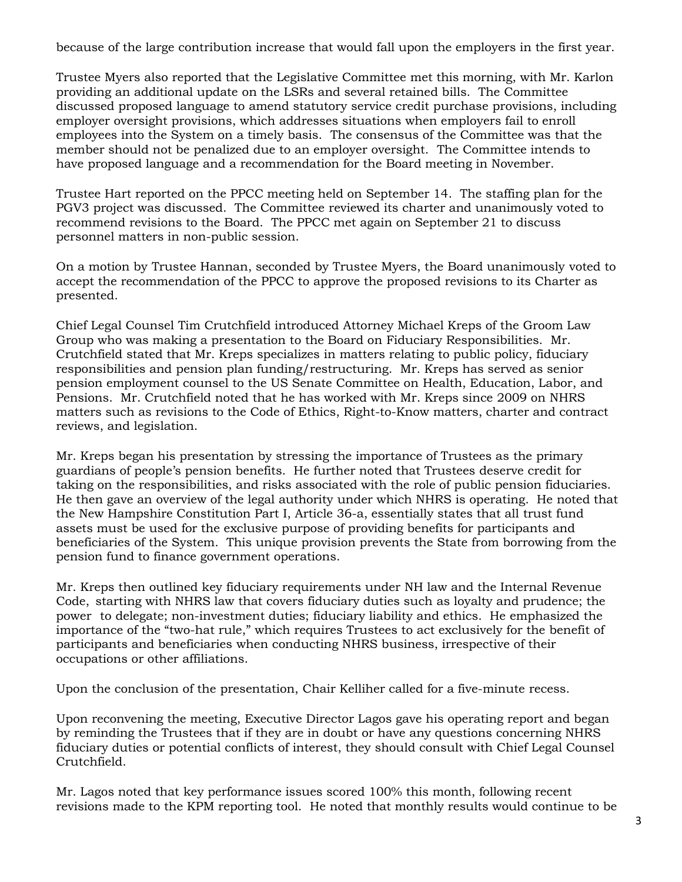because of the large contribution increase that would fall upon the employers in the first year.

Trustee Myers also reported that the Legislative Committee met this morning, with Mr. Karlon providing an additional update on the LSRs and several retained bills. The Committee discussed proposed language to amend statutory service credit purchase provisions, including employer oversight provisions, which addresses situations when employers fail to enroll employees into the System on a timely basis. The consensus of the Committee was that the member should not be penalized due to an employer oversight. The Committee intends to have proposed language and a recommendation for the Board meeting in November.

Trustee Hart reported on the PPCC meeting held on September 14. The staffing plan for the PGV3 project was discussed. The Committee reviewed its charter and unanimously voted to recommend revisions to the Board. The PPCC met again on September 21 to discuss personnel matters in non-public session.

On a motion by Trustee Hannan, seconded by Trustee Myers, the Board unanimously voted to accept the recommendation of the PPCC to approve the proposed revisions to its Charter as presented.

Chief Legal Counsel Tim Crutchfield introduced Attorney Michael Kreps of the Groom Law Group who was making a presentation to the Board on Fiduciary Responsibilities. Mr. Crutchfield stated that Mr. Kreps specializes in matters relating to public policy, fiduciary responsibilities and pension plan funding/restructuring. Mr. Kreps has served as senior pension employment counsel to the US Senate Committee on Health, Education, Labor, and Pensions. Mr. Crutchfield noted that he has worked with Mr. Kreps since 2009 on NHRS matters such as revisions to the Code of Ethics, Right-to-Know matters, charter and contract reviews, and legislation.

Mr. Kreps began his presentation by stressing the importance of Trustees as the primary guardians of people's pension benefits. He further noted that Trustees deserve credit for taking on the responsibilities, and risks associated with the role of public pension fiduciaries. He then gave an overview of the legal authority under which NHRS is operating. He noted that the New Hampshire Constitution Part I, Article 36-a, essentially states that all trust fund assets must be used for the exclusive purpose of providing benefits for participants and beneficiaries of the System. This unique provision prevents the State from borrowing from the pension fund to finance government operations.

Mr. Kreps then outlined key fiduciary requirements under NH law and the Internal Revenue Code, starting with NHRS law that covers fiduciary duties such as loyalty and prudence; the power to delegate; non-investment duties; fiduciary liability and ethics. He emphasized the importance of the "two-hat rule," which requires Trustees to act exclusively for the benefit of participants and beneficiaries when conducting NHRS business, irrespective of their occupations or other affiliations.

Upon the conclusion of the presentation, Chair Kelliher called for a five-minute recess.

Upon reconvening the meeting, Executive Director Lagos gave his operating report and began by reminding the Trustees that if they are in doubt or have any questions concerning NHRS fiduciary duties or potential conflicts of interest, they should consult with Chief Legal Counsel Crutchfield.

Mr. Lagos noted that key performance issues scored 100% this month, following recent revisions made to the KPM reporting tool. He noted that monthly results would continue to be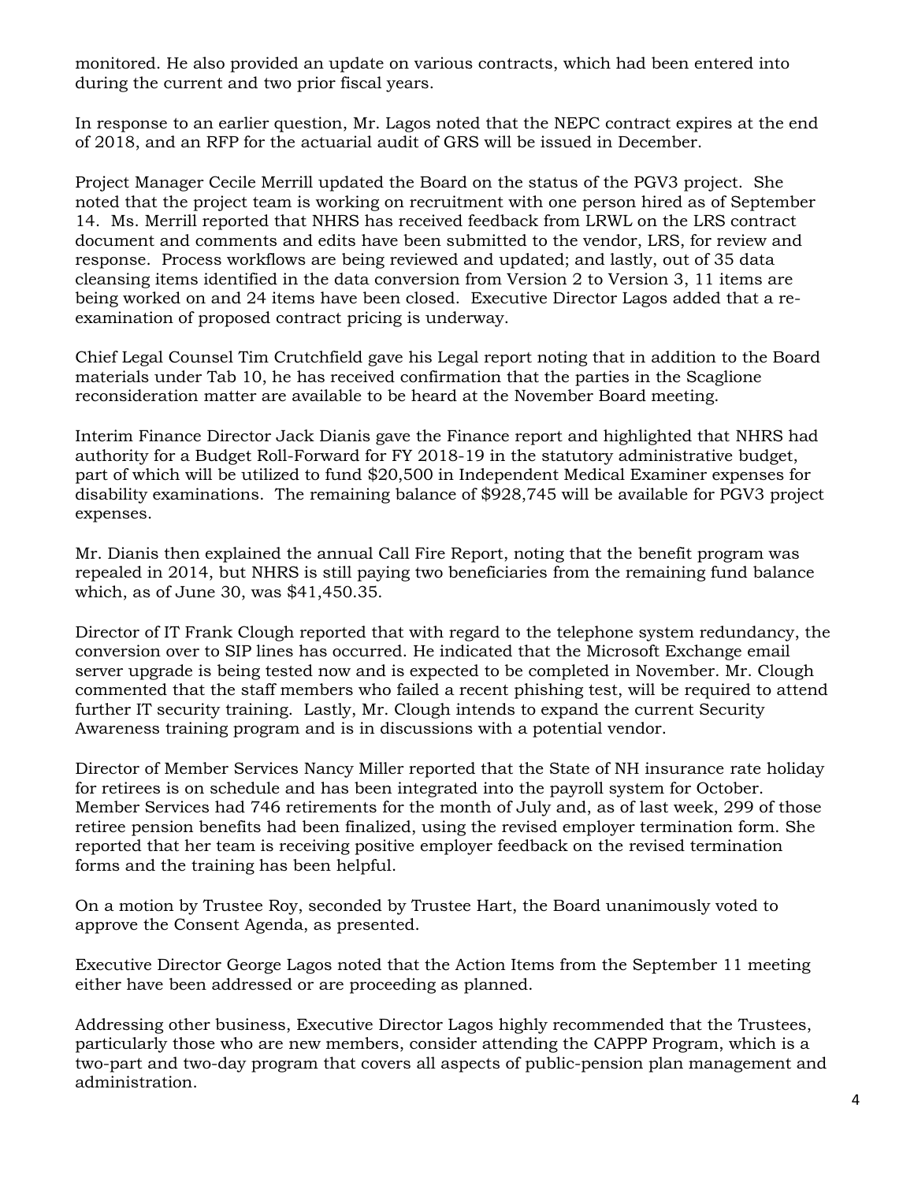monitored. He also provided an update on various contracts, which had been entered into during the current and two prior fiscal years.

In response to an earlier question, Mr. Lagos noted that the NEPC contract expires at the end of 2018, and an RFP for the actuarial audit of GRS will be issued in December.

Project Manager Cecile Merrill updated the Board on the status of the PGV3 project. She noted that the project team is working on recruitment with one person hired as of September 14. Ms. Merrill reported that NHRS has received feedback from LRWL on the LRS contract document and comments and edits have been submitted to the vendor, LRS, for review and response. Process workflows are being reviewed and updated; and lastly, out of 35 data cleansing items identified in the data conversion from Version 2 to Version 3, 11 items are being worked on and 24 items have been closed. Executive Director Lagos added that a re-examination of proposed contract pricing is underway.

Chief Legal Counsel Tim Crutchfield gave his Legal report noting that in addition to the Board materials under Tab 10, he has received confirmation that the parties in the Scaglione reconsideration matter are available to be heard at the November Board meeting.

Interim Finance Director Jack Dianis gave the Finance report and highlighted that NHRS had authority for a Budget Roll-Forward for FY 2018-19 in the statutory administrative budget, part of which will be utilized to fund $20,500 in Independent Medical Examiner expenses for disability examinations. The remaining balance of $928,745 will be available for PGV3 project expenses.

Mr. Dianis then explained the annual Call Fire Report, noting that the benefit program was repealed in 2014, but NHRS is still paying two beneficiaries from the remaining fund balance which, as of June 30, was $41,450.35.

Director of IT Frank Clough reported that with regard to the telephone system redundancy, the conversion over to SIP lines has occurred. He indicated that the Microsoft Exchange email server upgrade is being tested now and is expected to be completed in November. Mr. Clough commented that the staff members who failed a recent phishing test, will be required to attend further IT security training. Lastly, Mr. Clough intends to expand the current Security Awareness training program and is in discussions with a potential vendor.

Director of Member Services Nancy Miller reported that the State of NH insurance rate holiday for retirees is on schedule and has been integrated into the payroll system for October. Member Services had 746 retirements for the month of July and, as of last week, 299 of those retiree pension benefits had been finalized, using the revised employer termination form. She reported that her team is receiving positive employer feedback on the revised termination forms and the training has been helpful.

On a motion by Trustee Roy, seconded by Trustee Hart, the Board unanimously voted to approve the Consent Agenda, as presented.

Executive Director George Lagos noted that the Action Items from the September 11 meeting either have been addressed or are proceeding as planned.

Addressing other business, Executive Director Lagos highly recommended that the Trustees, particularly those who are new members, consider attending the CAPPP Program, which is a two-part and two-day program that covers all aspects of public-pension plan management and administration.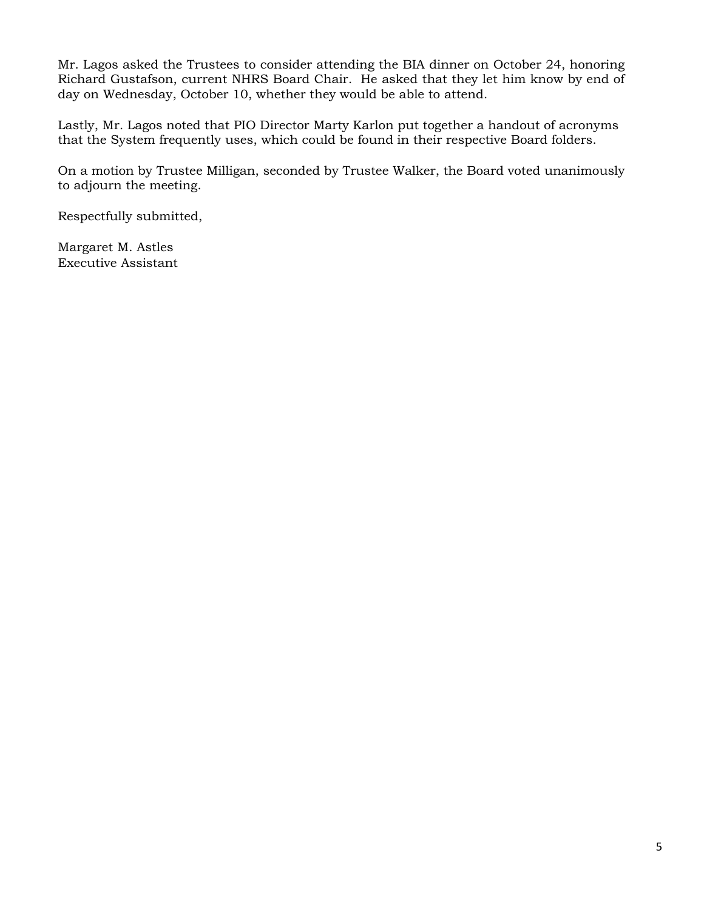Mr. Lagos asked the Trustees to consider attending the BIA dinner on October 24, honoring Richard Gustafson, current NHRS Board Chair. He asked that they let him know by end of day on Wednesday, October 10, whether they would be able to attend.

Lastly, Mr. Lagos noted that PIO Director Marty Karlon put together a handout of acronyms that the System frequently uses, which could be found in their respective Board folders.

On a motion by Trustee Milligan, seconded by Trustee Walker, the Board voted unanimously to adjourn the meeting.

Respectfully submitted,

Margaret M. Astles
Executive Assistant